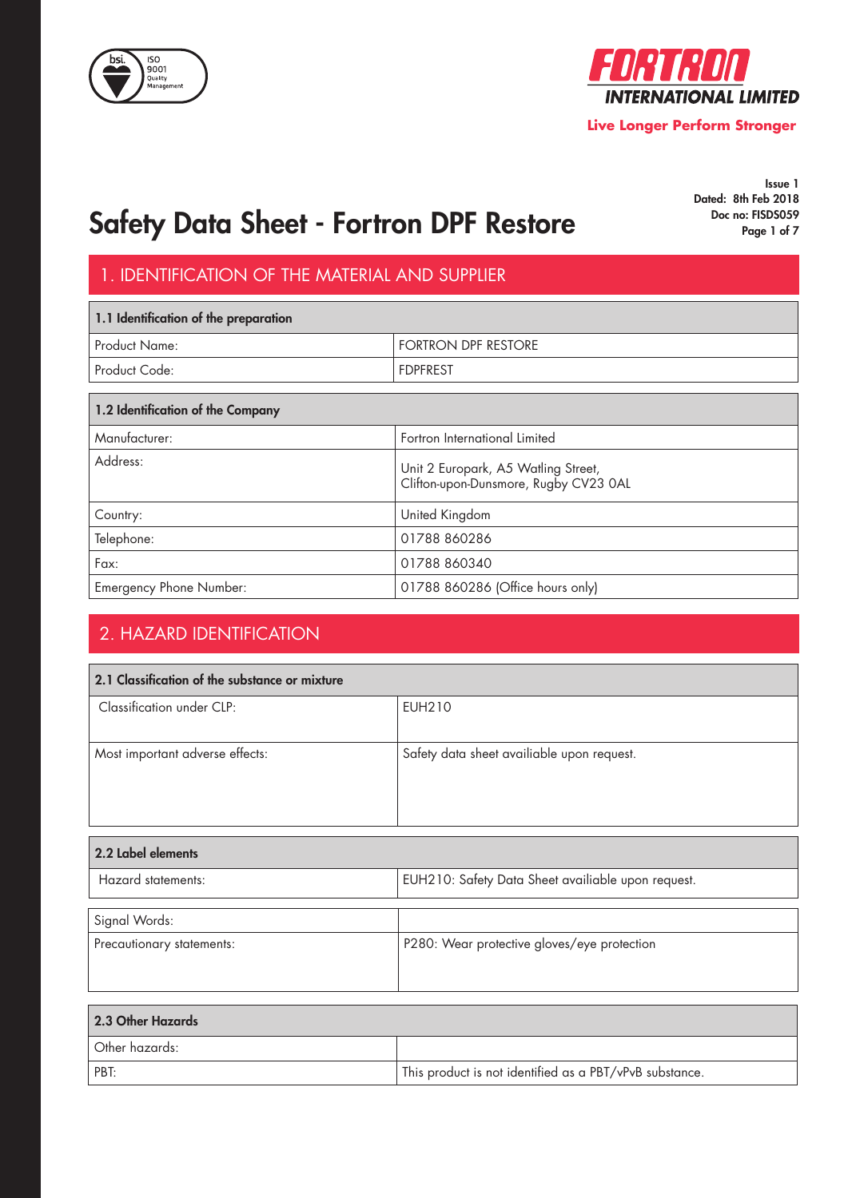FORTRON INTERNATIONAL LIMITED

Live Longer Perform Stronger

Issue 1
Dated: 8th Feb 2018
Doc no: FISDS059

# Safety Data Sheet - Fortron DPF Restore

## 1. IDENTIFICATION OF THE MATERIAL AND SUPPLIER

| 1.1 Identification of the preparation | |
|---|---|
| Product Name: | FORTRON DPF RESTORE |
| Product Code: | FDPFREST |

| 1.2 Identification of the Company | |
|---|---|
| Manufacturer: | Fortron International Limited |
| Address: | Unit 2 Europark, A5 Watling Street, Clifton-upon-Dunsmore, Rugby CV23 0AL |
| Country: | United Kingdom |
| Telephone: | 01788 860286 |
| Fax: | 01788 860340 |
| Emergency Phone Number: | 01788 860286 (Office hours only) |

## 2. HAZARD IDENTIFICATION

| 2.1 Classification of the substance or mixture | |
|---|---|
| Classification under CLP: | EUH210 |
| Most important adverse effects: | Safety data sheet availiable upon request. |

| 2.2 Label elements | |
|---|---|
| Hazard statements: | EUH210: Safety Data Sheet availiable upon request. |
| Signal Words: | |
| Precautionary statements: | P280: Wear protective gloves/eye protection |

| 2.3 Other Hazards | |
|---|---|
| Other hazards: | |
| PBT: | This product is not identified as a PBT/vPvB substance. |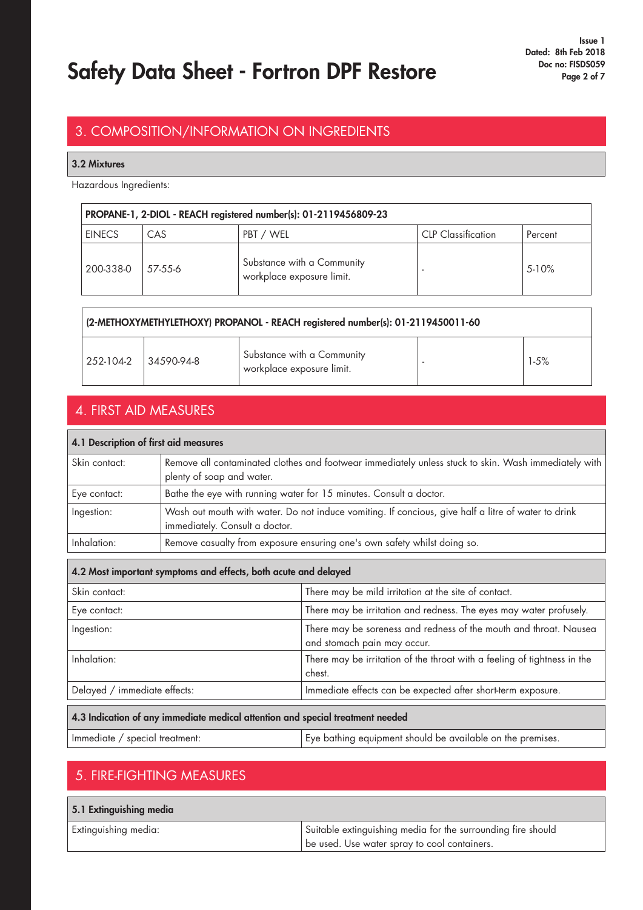## 3. COMPOSITION/INFORMATION ON INGREDIENTS

### 3.2 Mixtures

Hazardous Ingredients:

| PROPANE-1, 2-DIOL - REACH registered number(s): 01-2119456809-23 | | | | |
|---|---|---|---|---|
| EINECS | CAS | PBT / WEL | CLP Classification | Percent |
| 200-338-0 | 57-55-6 | Substance with a Community workplace exposure limit. | - | 5-10% |

| (2-METHOXYMETHYLETHOXY) PROPANOL - REACH registered number(s): 01-2119450011-60 | | | | |
|---|---|---|---|---|
| 252-104-2 | 34590-94-8 | Substance with a Community workplace exposure limit. | - | 1-5% |

## 4. FIRST AID MEASURES

| 4.1 Description of first aid measures | |
|---|---|
| Skin contact: | Remove all contaminated clothes and footwear immediately unless stuck to skin. Wash immediately with plenty of soap and water. |
| Eye contact: | Bathe the eye with running water for 15 minutes. Consult a doctor. |
| Ingestion: | Wash out mouth with water. Do not induce vomiting. If concious, give half a litre of water to drink immediately. Consult a doctor. |
| Inhalation: | Remove casualty from exposure ensuring one's own safety whilst doing so. |

| 4.2 Most important symptoms and effects, both acute and delayed | |
|---|---|
| Skin contact: | There may be mild irritation at the site of contact. |
| Eye contact: | There may be irritation and redness. The eyes may water profusely. |
| Ingestion: | There may be soreness and redness of the mouth and throat. Nausea and stomach pain may occur. |
| Inhalation: | There may be irritation of the throat with a feeling of tightness in the chest. |
| Delayed / immediate effects: | Immediate effects can be expected after short-term exposure. |

| 4.3 Indication of any immediate medical attention and special treatment needed | |
|---|---|
| Immediate / special treatment: | Eye bathing equipment should be available on the premises. |

## 5. FIRE-FIGHTING MEASURES

| 5.1 Extinguishing media | |
|---|---|
| Extinguishing media: | Suitable extinguishing media for the surrounding fire should be used. Use water spray to cool containers. |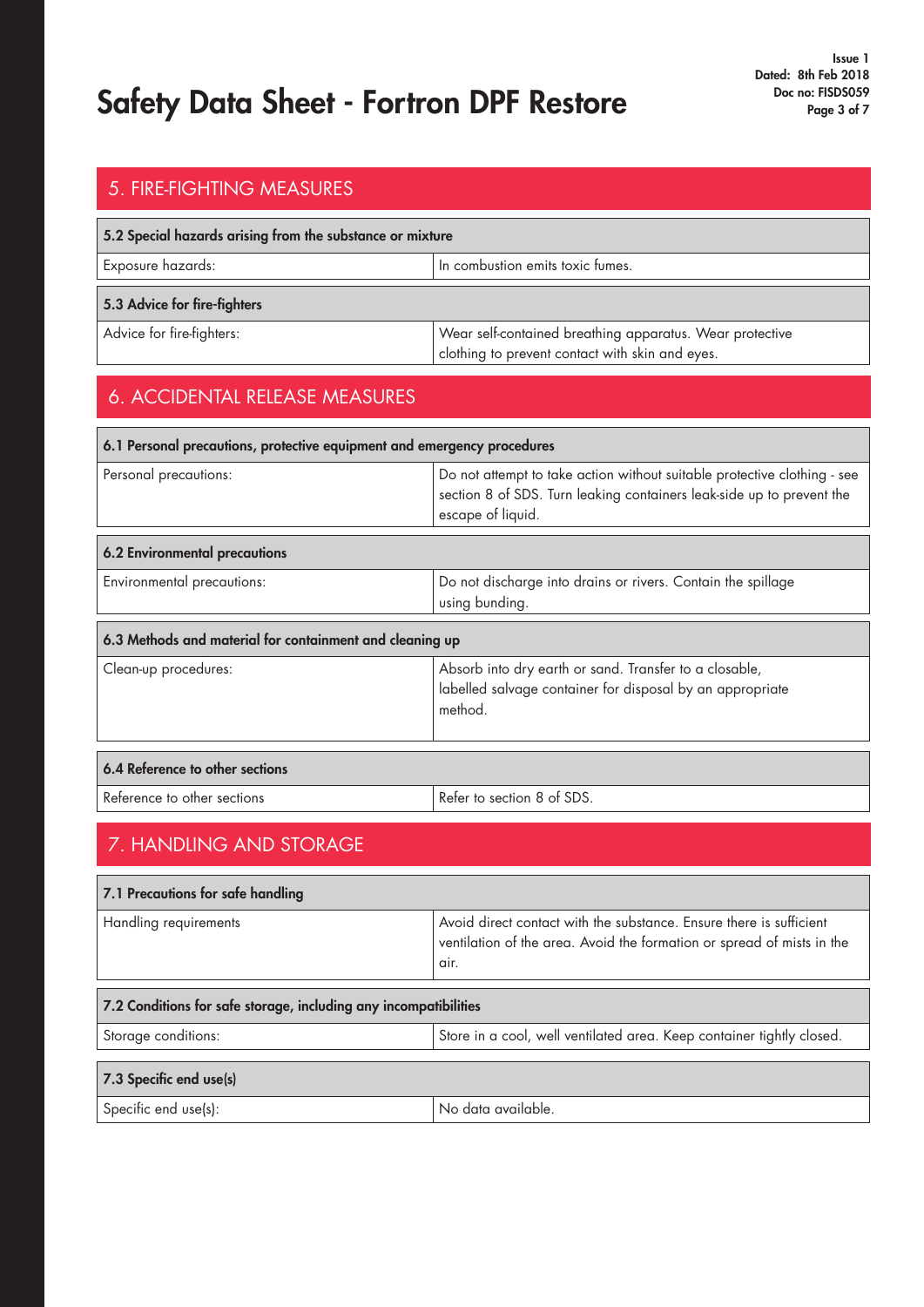## 5. FIRE-FIGHTING MEASURES

| 5.2 Special hazards arising from the substance or mixture | |
|---|---|
| Exposure hazards: | In combustion emits toxic fumes. |

| 5.3 Advice for fire-fighters | |
|---|---|
| Advice for fire-fighters: | Wear self-contained breathing apparatus. Wear protective clothing to prevent contact with skin and eyes. |

## 6. ACCIDENTAL RELEASE MEASURES

| 6.1 Personal precautions, protective equipment and emergency procedures | |
|---|---|
| Personal precautions: | Do not attempt to take action without suitable protective clothing - see section 8 of SDS. Turn leaking containers leak-side up to prevent the escape of liquid. |

| 6.2 Environmental precautions | |
|---|---|
| Environmental precautions: | Do not discharge into drains or rivers. Contain the spillage using bunding. |

| 6.3 Methods and material for containment and cleaning up | |
|---|---|
| Clean-up procedures: | Absorb into dry earth or sand. Transfer to a closable, labelled salvage container for disposal by an appropriate method. |

| 6.4 Reference to other sections | |
|---|---|
| Reference to other sections | Refer to section 8 of SDS. |

## 7. HANDLING AND STORAGE

| 7.1 Precautions for safe handling | |
|---|---|
| Handling requirements | Avoid direct contact with the substance. Ensure there is sufficient ventilation of the area. Avoid the formation or spread of mists in the air. |

| 7.2 Conditions for safe storage, including any incompatibilities | |
|---|---|
| Storage conditions: | Store in a cool, well ventilated area. Keep container tightly closed. |

| 7.3 Specific end use(s) | |
|---|---|
| Specific end use(s): | No data available. |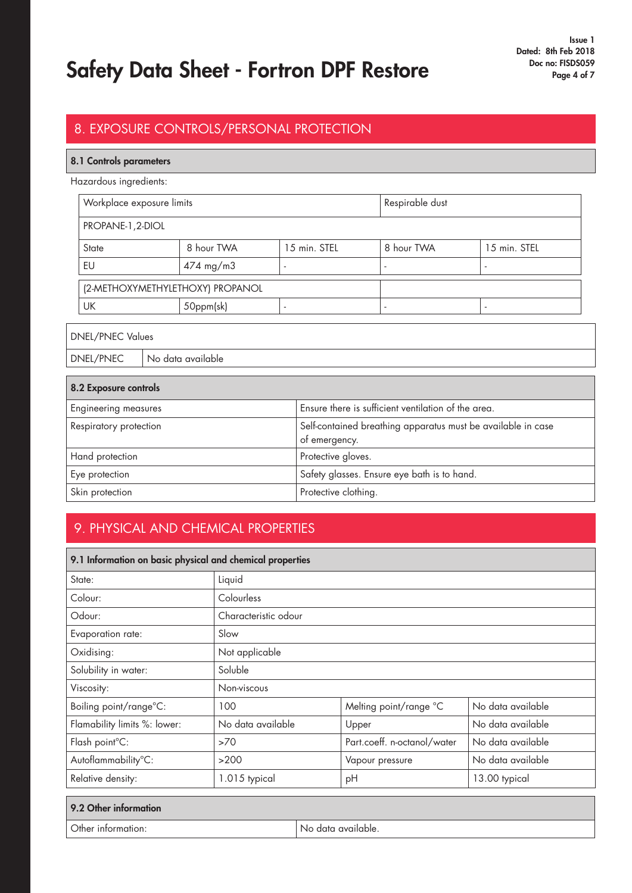# Safety Data Sheet - Fortron DPF Restore

## 8. EXPOSURE CONTROLS/PERSONAL PROTECTION

### 8.1 Controls parameters

Hazardous ingredients:

| Workplace exposure limits | | | Respirable dust | |
|---|---|---|---|---|
| PROPANE-1,2-DIOL | | | | |
| State | 8 hour TWA | 15 min. STEL | 8 hour TWA | 15 min. STEL |
| EU | 474 mg/m3 | - | - | - |
| (2-METHOXYMETHYLETHOXY) PROPANOL | | | | |
| UK | 50ppm(sk) | - | - | - |

| DNEL/PNEC Values | |
|---|---|
| DNEL/PNEC | No data available |

### 8.2 Exposure controls

| | |
|---|---|
| Engineering measures | Ensure there is sufficient ventilation of the area. |
| Respiratory protection | Self-contained breathing apparatus must be available in case of emergency. |
| Hand protection | Protective gloves. |
| Eye protection | Safety glasses. Ensure eye bath is to hand. |
| Skin protection | Protective clothing. |

## 9. PHYSICAL AND CHEMICAL PROPERTIES

### 9.1 Information on basic physical and chemical properties

| | | | |
|---|---|---|---|
| State: | Liquid | | |
| Colour: | Colourless | | |
| Odour: | Characteristic odour | | |
| Evaporation rate: | Slow | | |
| Oxidising: | Not applicable | | |
| Solubility in water: | Soluble | | |
| Viscosity: | Non-viscous | | |
| Boiling point/range°C: | 100 | Melting point/range °C | No data available |
| Flamability limits %: lower: | No data available | Upper | No data available |
| Flash point°C: | >70 | Part.coeff. n-octanol/water | No data available |
| Autoflammability°C: | >200 | Vapour pressure | No data available |
| Relative density: | 1.015 typical | pH | 13.00 typical |

### 9.2 Other information

| | |
|---|---|
| Other information: | No data available. |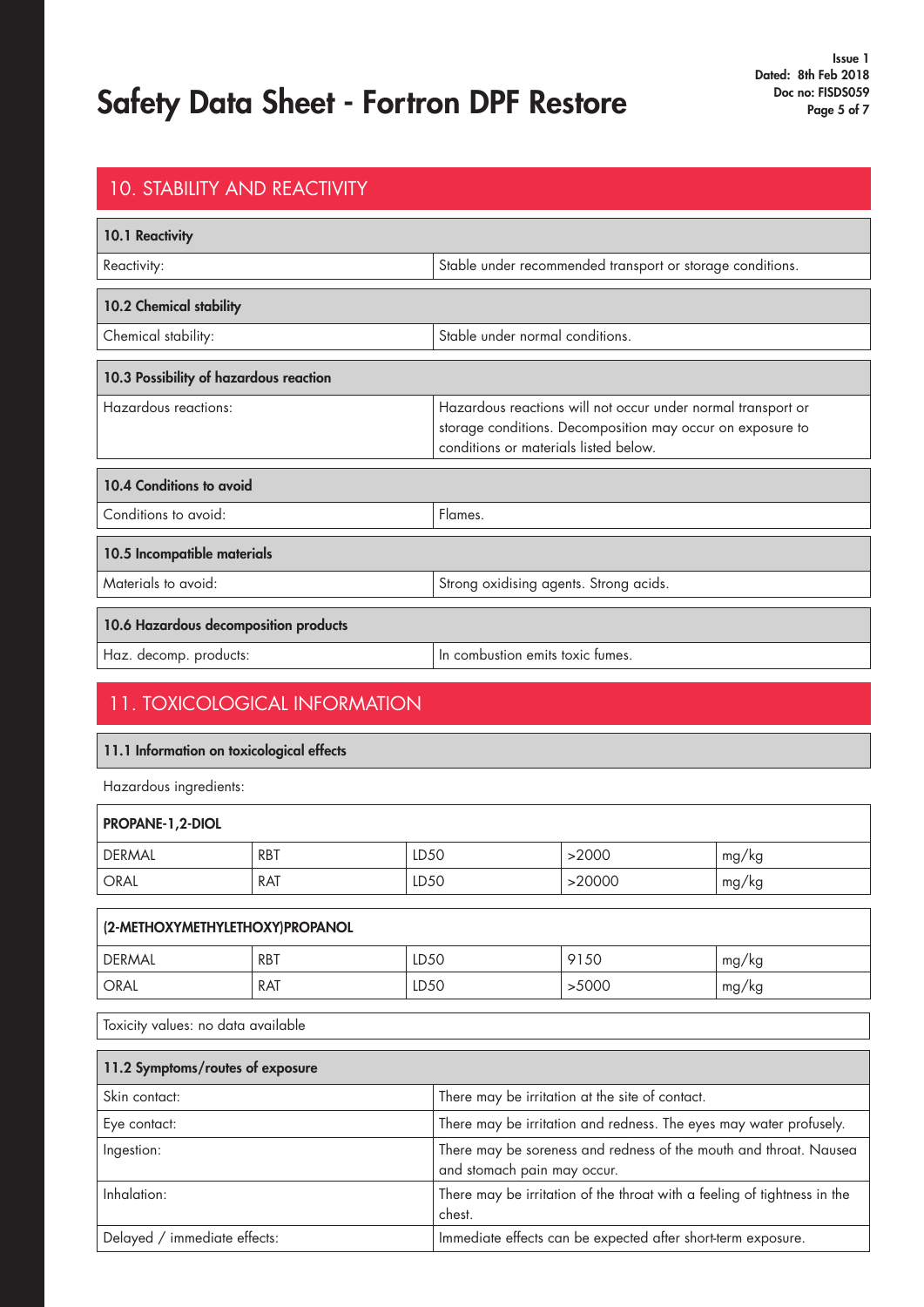## 10. STABILITY AND REACTIVITY

| 10.1 Reactivity | |
|---|---|
| Reactivity: | Stable under recommended transport or storage conditions. |

| 10.2 Chemical stability | |
|---|---|
| Chemical stability: | Stable under normal conditions. |

| 10.3 Possibility of hazardous reaction | |
|---|---|
| Hazardous reactions: | Hazardous reactions will not occur under normal transport or storage conditions. Decomposition may occur on exposure to conditions or materials listed below. |

| 10.4 Conditions to avoid | |
|---|---|
| Conditions to avoid: | Flames. |

| 10.5 Incompatible materials | |
|---|---|
| Materials to avoid: | Strong oxidising agents. Strong acids. |

| 10.6 Hazardous decomposition products | |
|---|---|
| Haz. decomp. products: | In combustion emits toxic fumes. |

## 11. TOXICOLOGICAL INFORMATION

### 11.1 Information on toxicological effects

Hazardous ingredients:

| PROPANE-1,2-DIOL | | | | |
|---|---|---|---|---|
| DERMAL | RBT | LD50 | >2000 | mg/kg |
| ORAL | RAT | LD50 | >20000 | mg/kg |

| (2-METHOXYMETHYLETHOXY)PROPANOL | | | | |
|---|---|---|---|---|
| DERMAL | RBT | LD50 | 9150 | mg/kg |
| ORAL | RAT | LD50 | >5000 | mg/kg |

Toxicity values: no data available

| 11.2 Symptoms/routes of exposure | |
|---|---|
| Skin contact: | There may be irritation at the site of contact. |
| Eye contact: | There may be irritation and redness. The eyes may water profusely. |
| Ingestion: | There may be soreness and redness of the mouth and throat. Nausea and stomach pain may occur. |
| Inhalation: | There may be irritation of the throat with a feeling of tightness in the chest. |
| Delayed / immediate effects: | Immediate effects can be expected after short-term exposure. |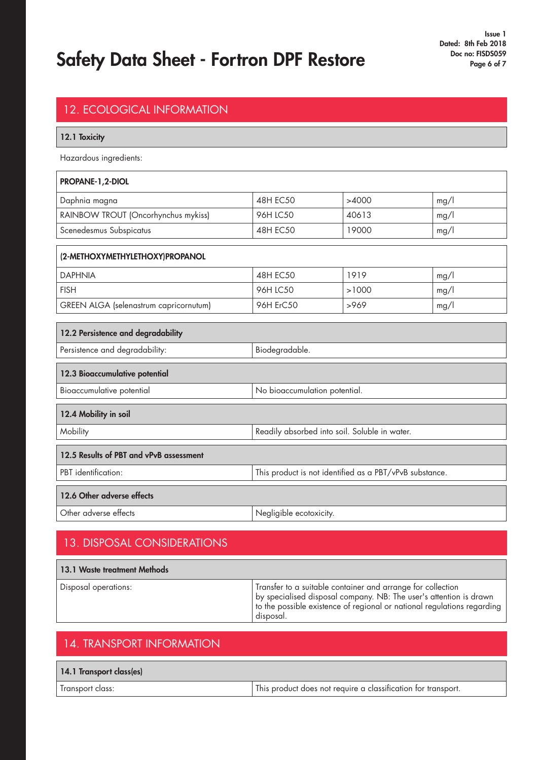## 12. ECOLOGICAL INFORMATION

### 12.1 Toxicity

Hazardous ingredients:

| PROPANE-1,2-DIOL | | | |
|---|---|---|---|
| Daphnia magna | 48H EC50 | >4000 | mg/l |
| RAINBOW TROUT (Oncorhynchus mykiss) | 96H LC50 | 40613 | mg/l |
| Scenedesmus Subspicatus | 48H EC50 | 19000 | mg/l |

| (2-METHOXYMETHYLETHOXY)PROPANOL | | | |
|---|---|---|---|
| DAPHNIA | 48H EC50 | 1919 | mg/l |
| FISH | 96H LC50 | >1000 | mg/l |
| GREEN ALGA (selenastrum capricornutum) | 96H ErC50 | >969 | mg/l |

### 12.2 Persistence and degradability

| | |
|---|---|
| Persistence and degradability: | Biodegradable. |

### 12.3 Bioaccumulative potential

| | |
|---|---|
| Bioaccumulative potential | No bioaccumulation potential. |

### 12.4 Mobility in soil

| | |
|---|---|
| Mobility | Readily absorbed into soil. Soluble in water. |

### 12.5 Results of PBT and vPvB assessment

| | |
|---|---|
| PBT identification: | This product is not identified as a PBT/vPvB substance. |

### 12.6 Other adverse effects

| | |
|---|---|
| Other adverse effects | Negligible ecotoxicity. |

## 13. DISPOSAL CONSIDERATIONS

### 13.1 Waste treatment Methods

| | |
|---|---|
| Disposal operations: | Transfer to a suitable container and arrange for collection by specialised disposal company. NB: The user's attention is drawn to the possible existence of regional or national regulations regarding disposal. |

## 14. TRANSPORT INFORMATION

### 14.1 Transport class(es)

| | |
|---|---|
| Transport class: | This product does not require a classification for transport. |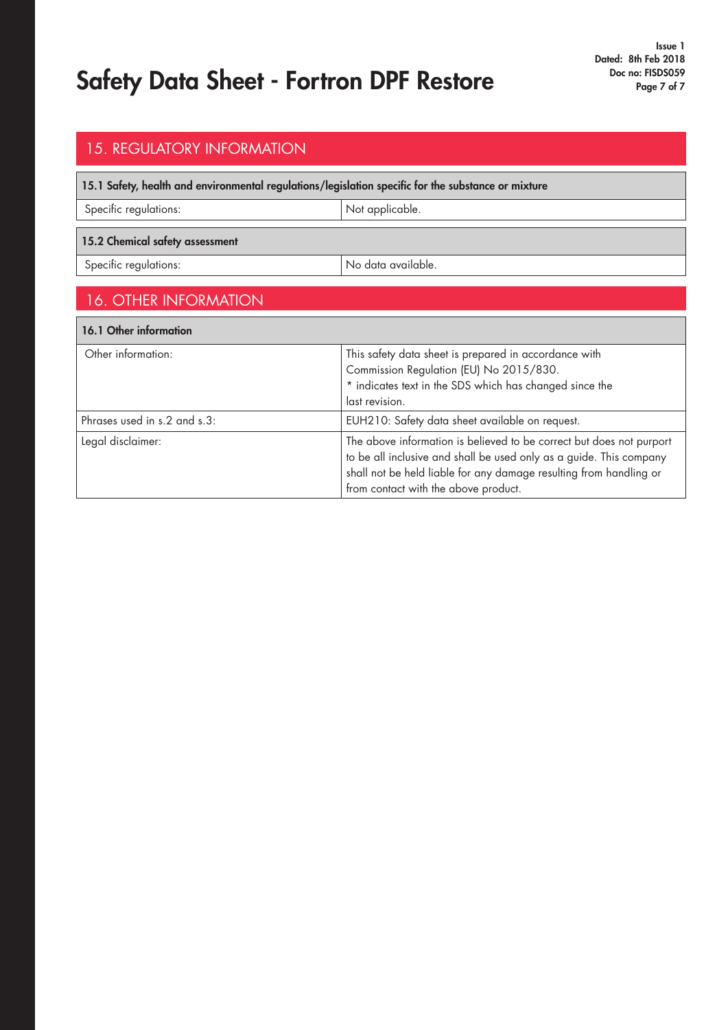## 15. REGULATORY INFORMATION

| 15.1 Safety, health and environmental regulations/legislation specific for the substance or mixture | |
|---|---|
| Specific regulations: | Not applicable. |

| 15.2 Chemical safety assessment | |
|---|---|
| Specific regulations: | No data available. |

## 16. OTHER INFORMATION

| 16.1 Other information | |
|---|---|
| Other information: | This safety data sheet is prepared in accordance with Commission Regulation (EU) No 2015/830. * indicates text in the SDS which has changed since the last revision. |
| Phrases used in s.2 and s.3: | EUH210: Safety data sheet available on request. |
| Legal disclaimer: | The above information is believed to be correct but does not purport to be all inclusive and shall be used only as a guide. This company shall not be held liable for any damage resulting from handling or from contact with the above product. |